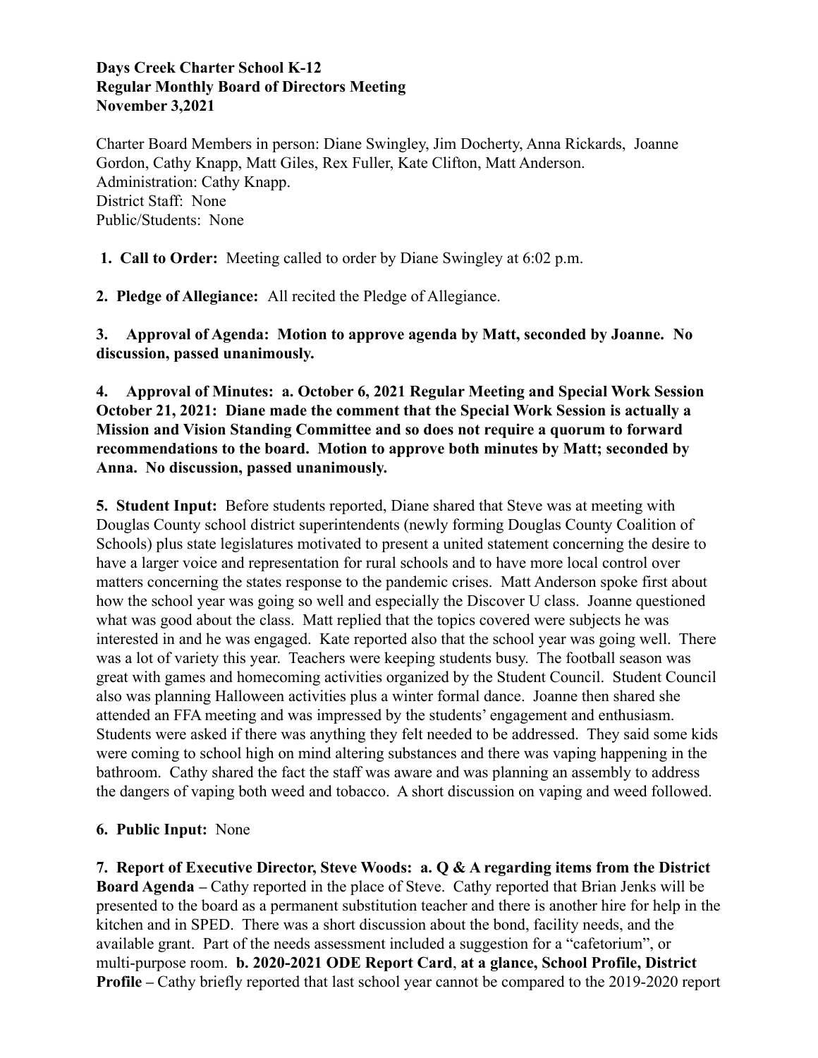**Days Creek Charter School K-12**
**Regular Monthly Board of Directors Meeting**
**November 3,2021**

Charter Board Members in person: Diane Swingley, Jim Docherty, Anna Rickards, Joanne Gordon, Cathy Knapp, Matt Giles, Rex Fuller, Kate Clifton, Matt Anderson.
Administration: Cathy Knapp.
District Staff: None
Public/Students: None

**1. Call to Order:** Meeting called to order by Diane Swingley at 6:02 p.m.

**2. Pledge of Allegiance:** All recited the Pledge of Allegiance.

**3. Approval of Agenda: Motion to approve agenda by Matt, seconded by Joanne. No discussion, passed unanimously.**

**4. Approval of Minutes: a. October 6, 2021 Regular Meeting and Special Work Session October 21, 2021: Diane made the comment that the Special Work Session is actually a Mission and Vision Standing Committee and so does not require a quorum to forward recommendations to the board. Motion to approve both minutes by Matt; seconded by Anna. No discussion, passed unanimously.**

**5. Student Input:** Before students reported, Diane shared that Steve was at meeting with Douglas County school district superintendents (newly forming Douglas County Coalition of Schools) plus state legislatures motivated to present a united statement concerning the desire to have a larger voice and representation for rural schools and to have more local control over matters concerning the states response to the pandemic crises. Matt Anderson spoke first about how the school year was going so well and especially the Discover U class. Joanne questioned what was good about the class. Matt replied that the topics covered were subjects he was interested in and he was engaged. Kate reported also that the school year was going well. There was a lot of variety this year. Teachers were keeping students busy. The football season was great with games and homecoming activities organized by the Student Council. Student Council also was planning Halloween activities plus a winter formal dance. Joanne then shared she attended an FFA meeting and was impressed by the students' engagement and enthusiasm. Students were asked if there was anything they felt needed to be addressed. They said some kids were coming to school high on mind altering substances and there was vaping happening in the bathroom. Cathy shared the fact the staff was aware and was planning an assembly to address the dangers of vaping both weed and tobacco. A short discussion on vaping and weed followed.

**6. Public Input:** None

**7. Report of Executive Director, Steve Woods: a. Q & A regarding items from the District Board Agenda –** Cathy reported in the place of Steve. Cathy reported that Brian Jenks will be presented to the board as a permanent substitution teacher and there is another hire for help in the kitchen and in SPED. There was a short discussion about the bond, facility needs, and the available grant. Part of the needs assessment included a suggestion for a "cafetorium", or multi-purpose room. **b. 2020-2021 ODE Report Card**, **at a glance, School Profile, District Profile –** Cathy briefly reported that last school year cannot be compared to the 2019-2020 report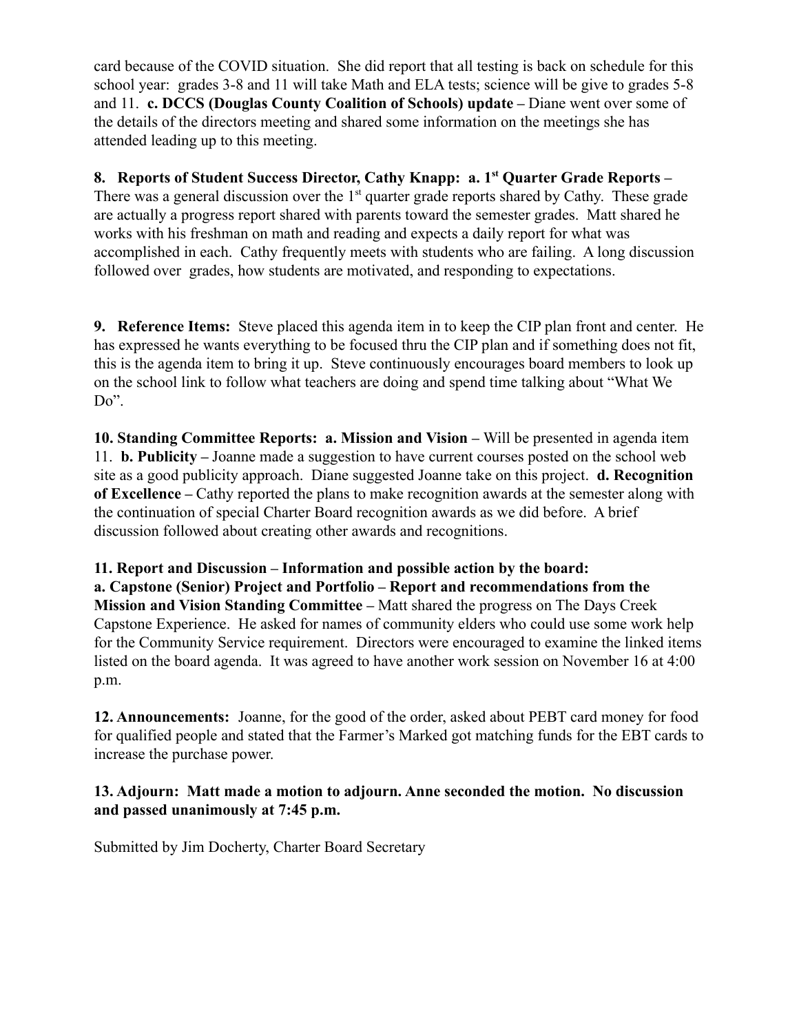card because of the COVID situation. She did report that all testing is back on schedule for this school year: grades 3-8 and 11 will take Math and ELA tests; science will be give to grades 5-8 and 11. **c. DCCS (Douglas County Coalition of Schools) update –** Diane went over some of the details of the directors meeting and shared some information on the meetings she has attended leading up to this meeting.

**8. Reports of Student Success Director, Cathy Knapp: a. 1st Quarter Grade Reports –** There was a general discussion over the 1st quarter grade reports shared by Cathy. These grade are actually a progress report shared with parents toward the semester grades. Matt shared he works with his freshman on math and reading and expects a daily report for what was accomplished in each. Cathy frequently meets with students who are failing. A long discussion followed over grades, how students are motivated, and responding to expectations.

**9. Reference Items:** Steve placed this agenda item in to keep the CIP plan front and center. He has expressed he wants everything to be focused thru the CIP plan and if something does not fit, this is the agenda item to bring it up. Steve continuously encourages board members to look up on the school link to follow what teachers are doing and spend time talking about "What We Do".

**10. Standing Committee Reports: a. Mission and Vision –** Will be presented in agenda item 11. **b. Publicity –** Joanne made a suggestion to have current courses posted on the school web site as a good publicity approach. Diane suggested Joanne take on this project. **d. Recognition of Excellence –** Cathy reported the plans to make recognition awards at the semester along with the continuation of special Charter Board recognition awards as we did before. A brief discussion followed about creating other awards and recognitions.

**11. Report and Discussion – Information and possible action by the board:**
**a. Capstone (Senior) Project and Portfolio – Report and recommendations from the Mission and Vision Standing Committee –** Matt shared the progress on The Days Creek Capstone Experience. He asked for names of community elders who could use some work help for the Community Service requirement. Directors were encouraged to examine the linked items listed on the board agenda. It was agreed to have another work session on November 16 at 4:00 p.m.

**12. Announcements:** Joanne, for the good of the order, asked about PEBT card money for food for qualified people and stated that the Farmer's Marked got matching funds for the EBT cards to increase the purchase power.

**13. Adjourn: Matt made a motion to adjourn. Anne seconded the motion. No discussion and passed unanimously at 7:45 p.m.**

Submitted by Jim Docherty, Charter Board Secretary